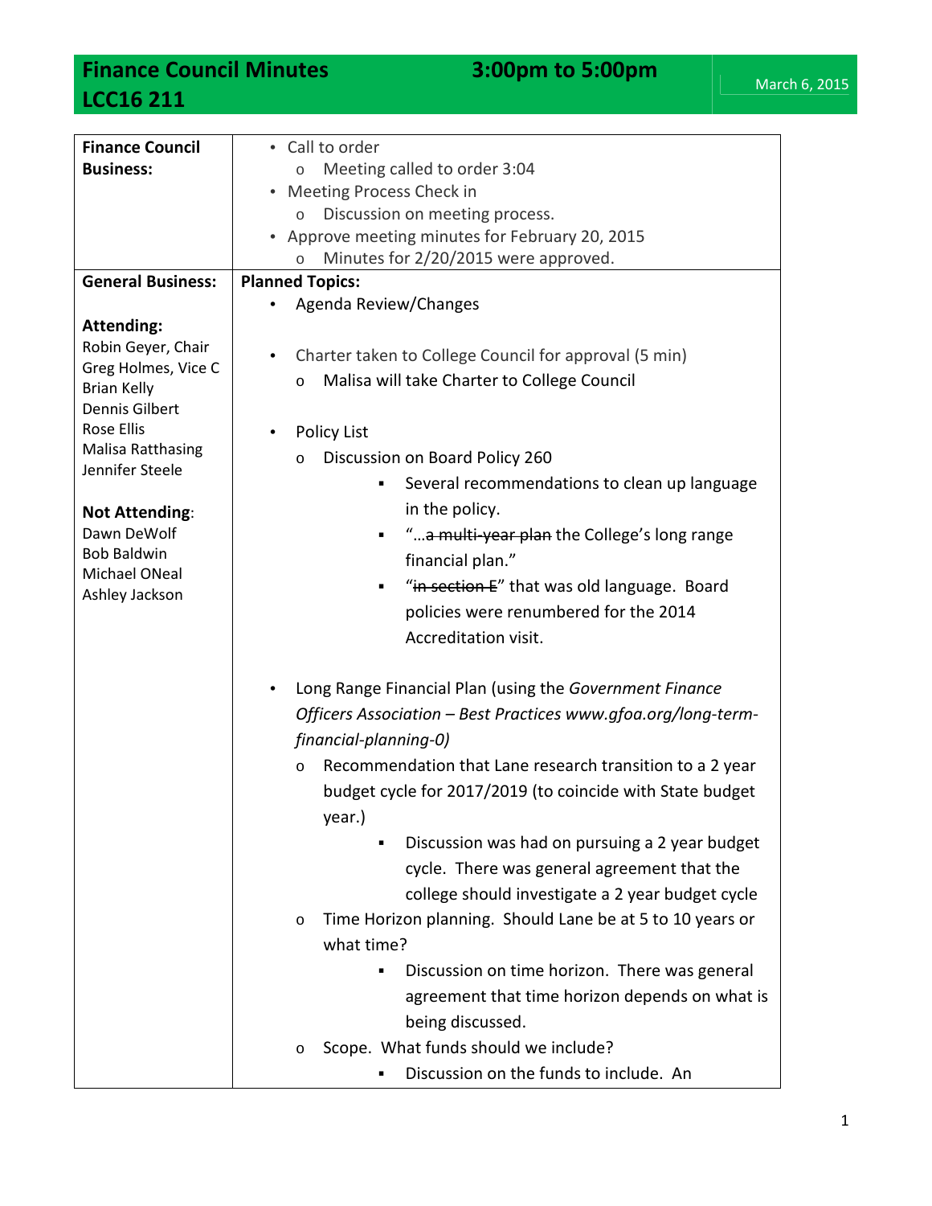# Finance Council Minutes — 3:00pm to 5:00pm

## LCC16 211

March 6, 2015

| | |
|---|---|
| **Finance Council Business:** | • Call to order<br>  o Meeting called to order 3:04<br>• Meeting Process Check in<br>  o Discussion on meeting process.<br>• Approve meeting minutes for February 20, 2015<br>  o Minutes for 2/20/2015 were approved. |
| **General Business:**<br><br>**Attending:**<br>Robin Geyer, Chair<br>Greg Holmes, Vice C<br>Brian Kelly<br>Dennis Gilbert<br>Rose Ellis<br>Malisa Ratthasing<br>Jennifer Steele<br><br>**Not Attending**:<br>Dawn DeWolf<br>Bob Baldwin<br>Michael ONeal<br>Ashley Jackson | **Planned Topics:**<br>• Agenda Review/Changes<br><br>• Charter taken to College Council for approval (5 min)<br>  o Malisa will take Charter to College Council<br><br>• Policy List<br>  o Discussion on Board Policy 260<br>    ▪ Several recommendations to clean up language in the policy.<br>    ▪ "…~~a multi-year plan~~ the College's long range financial plan."<br>    ▪ "~~in section E~~" that was old language. Board policies were renumbered for the 2014 Accreditation visit.<br><br>• Long Range Financial Plan (using the *Government Finance Officers Association – Best Practices www.gfoa.org/long-term-financial-planning-0)*<br>  o Recommendation that Lane research transition to a 2 year budget cycle for 2017/2019 (to coincide with State budget year.)<br>    ▪ Discussion was had on pursuing a 2 year budget cycle. There was general agreement that the college should investigate a 2 year budget cycle<br>  o Time Horizon planning. Should Lane be at 5 to 10 years or what time?<br>    ▪ Discussion on time horizon. There was general agreement that time horizon depends on what is being discussed.<br>  o Scope. What funds should we include?<br>    ▪ Discussion on the funds to include. An |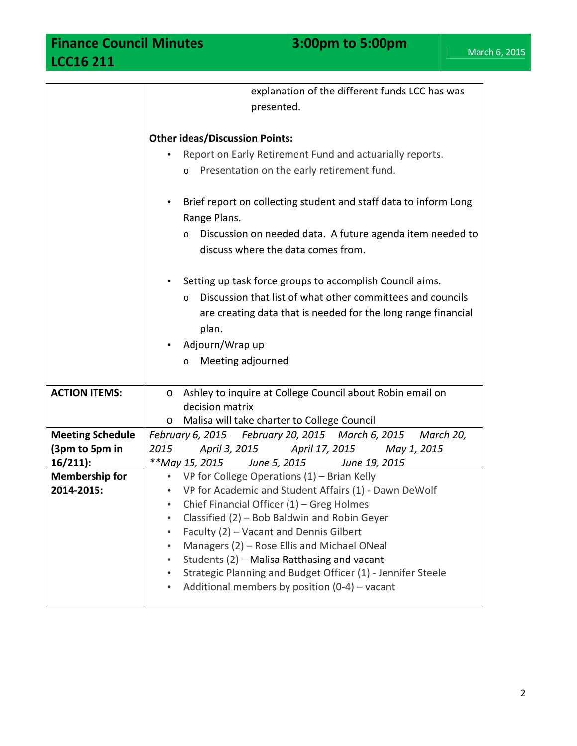# Finance Council Minutes — 3:00pm to 5:00pm — March 6, 2015
## LCC16 211

| | |
|---|---|
| | explanation of the different funds LCC has was presented.<br><br>**Other ideas/Discussion Points:**<br>• Report on Early Retirement Fund and actuarially reports.<br>  o Presentation on the early retirement fund.<br><br>• Brief report on collecting student and staff data to inform Long Range Plans.<br>  o Discussion on needed data. A future agenda item needed to discuss where the data comes from.<br><br>• Setting up task force groups to accomplish Council aims.<br>  o Discussion that list of what other committees and councils are creating data that is needed for the long range financial plan.<br>• Adjourn/Wrap up<br>  o Meeting adjourned |
| **ACTION ITEMS:** | o Ashley to inquire at College Council about Robin email on decision matrix<br>o Malisa will take charter to College Council |
| **Meeting Schedule (3pm to 5pm in 16/211):** | *~~February 6, 2015~~ ~~February 20, 2015~~ ~~March 6, 2015~~ March 20, 2015 April 3, 2015 April 17, 2015 May 1, 2015 **May 15, 2015 June 5, 2015 June 19, 2015* |
| **Membership for 2014-2015:** | • VP for College Operations (1) – Brian Kelly<br>• VP for Academic and Student Affairs (1) - Dawn DeWolf<br>• Chief Financial Officer (1) – Greg Holmes<br>• Classified (2) – Bob Baldwin and Robin Geyer<br>• Faculty (2) – Vacant and Dennis Gilbert<br>• Managers (2) – Rose Ellis and Michael ONeal<br>• Students (2) – Malisa Ratthasing and vacant<br>• Strategic Planning and Budget Officer (1) - Jennifer Steele<br>• Additional members by position (0-4) – vacant |